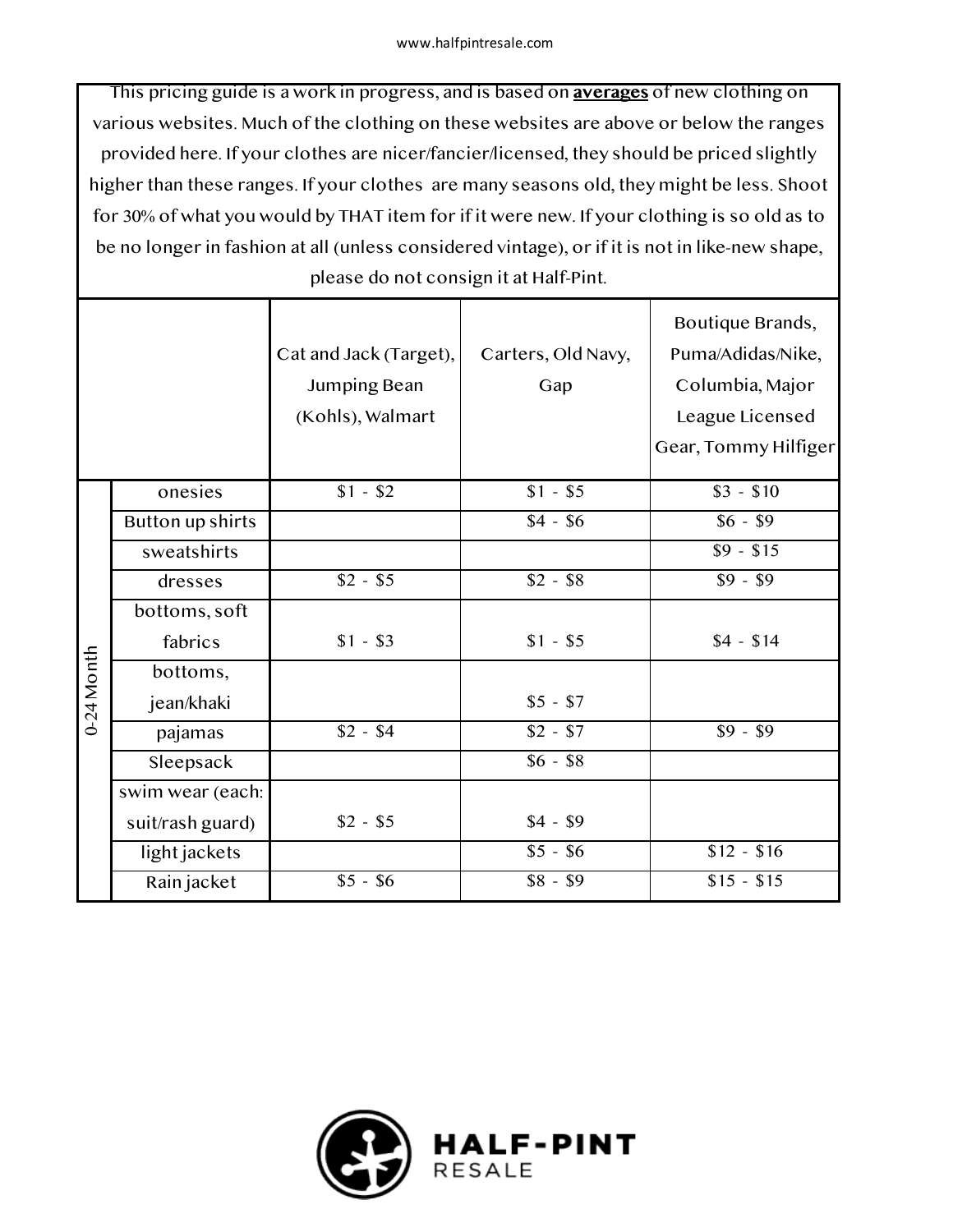This pricing guide is a work in progress, and is based on **averages** of new clothing on various websites. Much of the clothing on these websites are above or below the ranges provided here. If your clothes are nicer/fancier/licensed, they should be priced slightly higher than these ranges. If your clothes are many seasons old, they might be less. Shoot for 30% of what you would by THAT item for if it were new. If your clothing is so old as to be no longer in fashion at all (unless considered vintage), or if it is not in like-new shape, please do not consign it at Half-Pint.

| | | Cat and Jack (Target), Jumping Bean (Kohls), Walmart | Carters, Old Navy, Gap | Boutique Brands, Puma/Adidas/Nike, Columbia, Major League Licensed Gear, Tommy Hilfiger |
|---|---|---|---|---|
| 0-24 Month | onesies | $1 - $2 | $1 - $5 | $3 - $10 |
| | Button up shirts | | $4 - $6 | $6 - $9 |
| | sweatshirts | | | $9 - $15 |
| | dresses | $2 - $5 | $2 - $8 | $9 - $9 |
| | bottoms, soft fabrics | $1 - $3 | $1 - $5 | $4 - $14 |
| | bottoms, jean/khaki | | $5 - $7 | |
| | pajamas | $2 - $4 | $2 - $7 | $9 - $9 |
| | Sleepsack | | $6 - $8 | |
| | swim wear (each: suit/rash guard) | $2 - $5 | $4 - $9 | |
| | light jackets | | $5 - $6 | $12 - $16 |
| | Rain jacket | $5 - $6 | $8 - $9 | $15 - $15 |

HALF-PINT RESALE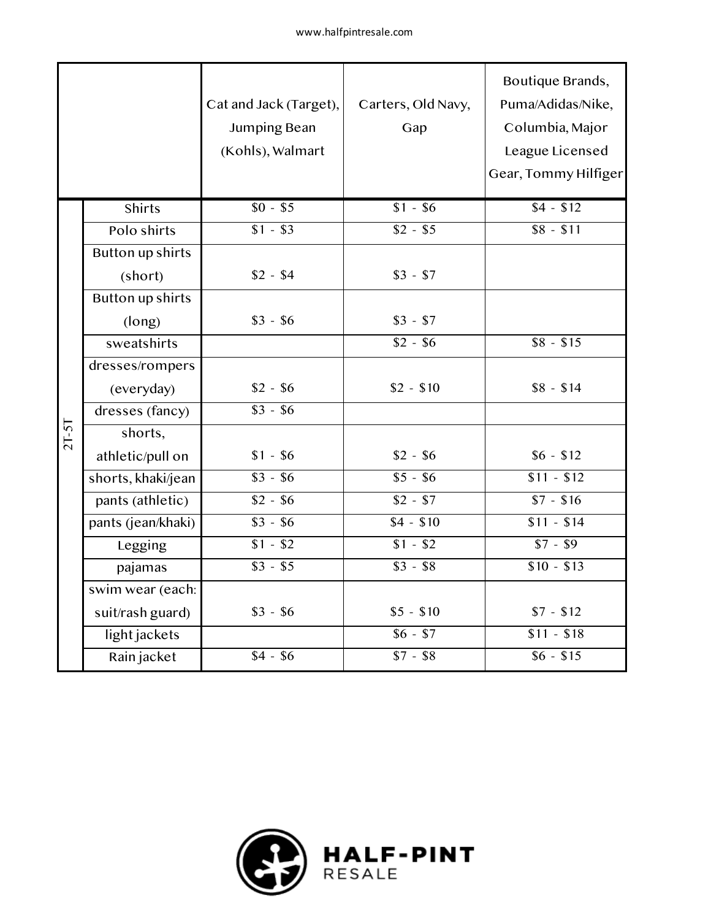| | | Cat and Jack (Target), Jumping Bean (Kohls), Walmart | Carters, Old Navy, Gap | Boutique Brands, Puma/Adidas/Nike, Columbia, Major League Licensed Gear, Tommy Hilfiger |
|---|---|---|---|---|
| 2T-5T | Shirts | $0 - $5 | $1 - $6 | $4 - $12 |
| | Polo shirts | $1 - $3 | $2 - $5 | $8 - $11 |
| | Button up shirts (short) | $2 - $4 | $3 - $7 | |
| | Button up shirts (long) | $3 - $6 | $3 - $7 | |
| | sweatshirts | | $2 - $6 | $8 - $15 |
| | dresses/rompers (everyday) | $2 - $6 | $2 - $10 | $8 - $14 |
| | dresses (fancy) | $3 - $6 | | |
| | shorts, athletic/pull on | $1 - $6 | $2 - $6 | $6 - $12 |
| | shorts, khaki/jean | $3 - $6 | $5 - $6 | $11 - $12 |
| | pants (athletic) | $2 - $6 | $2 - $7 | $7 - $16 |
| | pants (jean/khaki) | $3 - $6 | $4 - $10 | $11 - $14 |
| | Legging | $1 - $2 | $1 - $2 | $7 - $9 |
| | pajamas | $3 - $5 | $3 - $8 | $10 - $13 |
| | swim wear (each: suit/rash guard) | $3 - $6 | $5 - $10 | $7 - $12 |
| | light jackets | | $6 - $7 | $11 - $18 |
| | Rain jacket | $4 - $6 | $7 - $8 | $6 - $15 |

HALF-PINT RESALE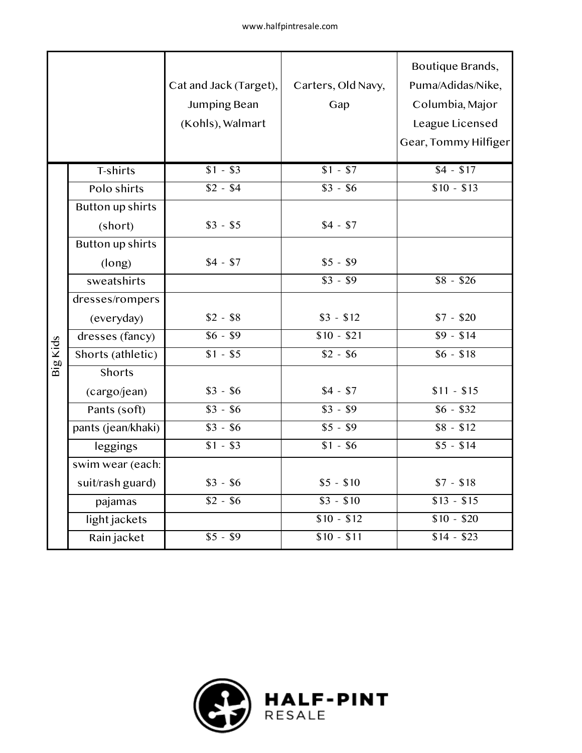| | | Cat and Jack (Target), Jumping Bean (Kohls), Walmart | Carters, Old Navy, Gap | Boutique Brands, Puma/Adidas/Nike, Columbia, Major League Licensed Gear, Tommy Hilfiger |
|---|---|---|---|---|
| Big Kids | T-shirts | $1 - $3 | $1 - $7 | $4 - $17 |
| | Polo shirts | $2 - $4 | $3 - $6 | $10 - $13 |
| | Button up shirts (short) | $3 - $5 | $4 - $7 | |
| | Button up shirts (long) | $4 - $7 | $5 - $9 | |
| | sweatshirts | | $3 - $9 | $8 - $26 |
| | dresses/rompers (everyday) | $2 - $8 | $3 - $12 | $7 - $20 |
| | dresses (fancy) | $6 - $9 | $10 - $21 | $9 - $14 |
| | Shorts (athletic) | $1 - $5 | $2 - $6 | $6 - $18 |
| | Shorts (cargo/jean) | $3 - $6 | $4 - $7 | $11 - $15 |
| | Pants (soft) | $3 - $6 | $3 - $9 | $6 - $32 |
| | pants (jean/khaki) | $3 - $6 | $5 - $9 | $8 - $12 |
| | leggings | $1 - $3 | $1 - $6 | $5 - $14 |
| | swim wear (each: suit/rash guard) | $3 - $6 | $5 - $10 | $7 - $18 |
| | pajamas | $2 - $6 | $3 - $10 | $13 - $15 |
| | light jackets | | $10 - $12 | $10 - $20 |
| | Rain jacket | $5 - $9 | $10 - $11 | $14 - $23 |